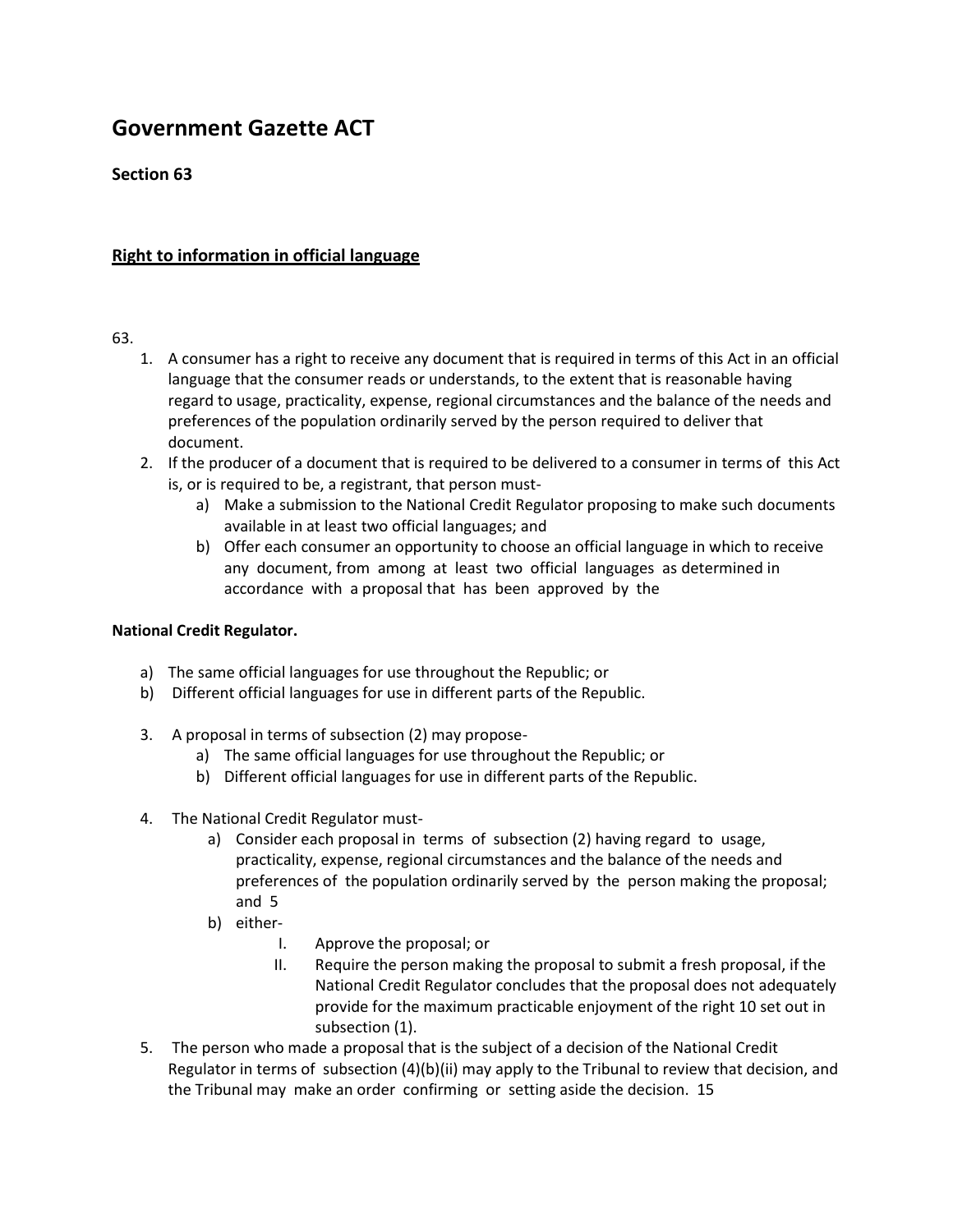# Government Gazette ACT

**Section 63**

## Right to information in official language

63.

1. A consumer has a right to receive any document that is required in terms of this Act in an official language that the consumer reads or understands, to the extent that is reasonable having regard to usage, practicality, expense, regional circumstances and the balance of the needs and preferences of the population ordinarily served by the person required to deliver that document.
2. If the producer of a document that is required to be delivered to a consumer in terms of this Act is, or is required to be, a registrant, that person must-
   a) Make a submission to the National Credit Regulator proposing to make such documents available in at least two official languages; and
   b) Offer each consumer an opportunity to choose an official language in which to receive any document, from among at least two official languages as determined in accordance with a proposal that has been approved by the

**National Credit Regulator.**

a) The same official languages for use throughout the Republic; or
b) Different official languages for use in different parts of the Republic.

3. A proposal in terms of subsection (2) may propose-
   a) The same official languages for use throughout the Republic; or
   b) Different official languages for use in different parts of the Republic.
4. The National Credit Regulator must-
   a) Consider each proposal in terms of subsection (2) having regard to usage, practicality, expense, regional circumstances and the balance of the needs and preferences of the population ordinarily served by the person making the proposal; and 5
   b) either-
      I. Approve the proposal; or
      II. Require the person making the proposal to submit a fresh proposal, if the National Credit Regulator concludes that the proposal does not adequately provide for the maximum practicable enjoyment of the right 10 set out in subsection (1).
5. The person who made a proposal that is the subject of a decision of the National Credit Regulator in terms of subsection (4)(b)(ii) may apply to the Tribunal to review that decision, and the Tribunal may make an order confirming or setting aside the decision. 15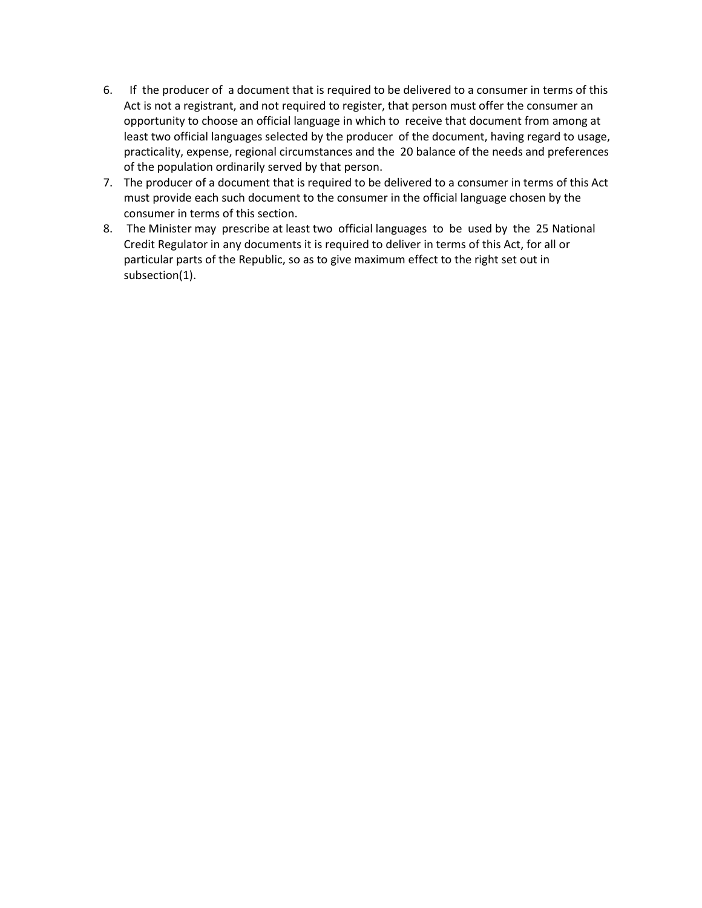6. If the producer of a document that is required to be delivered to a consumer in terms of this Act is not a registrant, and not required to register, that person must offer the consumer an opportunity to choose an official language in which to receive that document from among at least two official languages selected by the producer of the document, having regard to usage, practicality, expense, regional circumstances and the 20 balance of the needs and preferences of the population ordinarily served by that person.
7. The producer of a document that is required to be delivered to a consumer in terms of this Act must provide each such document to the consumer in the official language chosen by the consumer in terms of this section.
8. The Minister may prescribe at least two official languages to be used by the 25 National Credit Regulator in any documents it is required to deliver in terms of this Act, for all or particular parts of the Republic, so as to give maximum effect to the right set out in subsection(1).